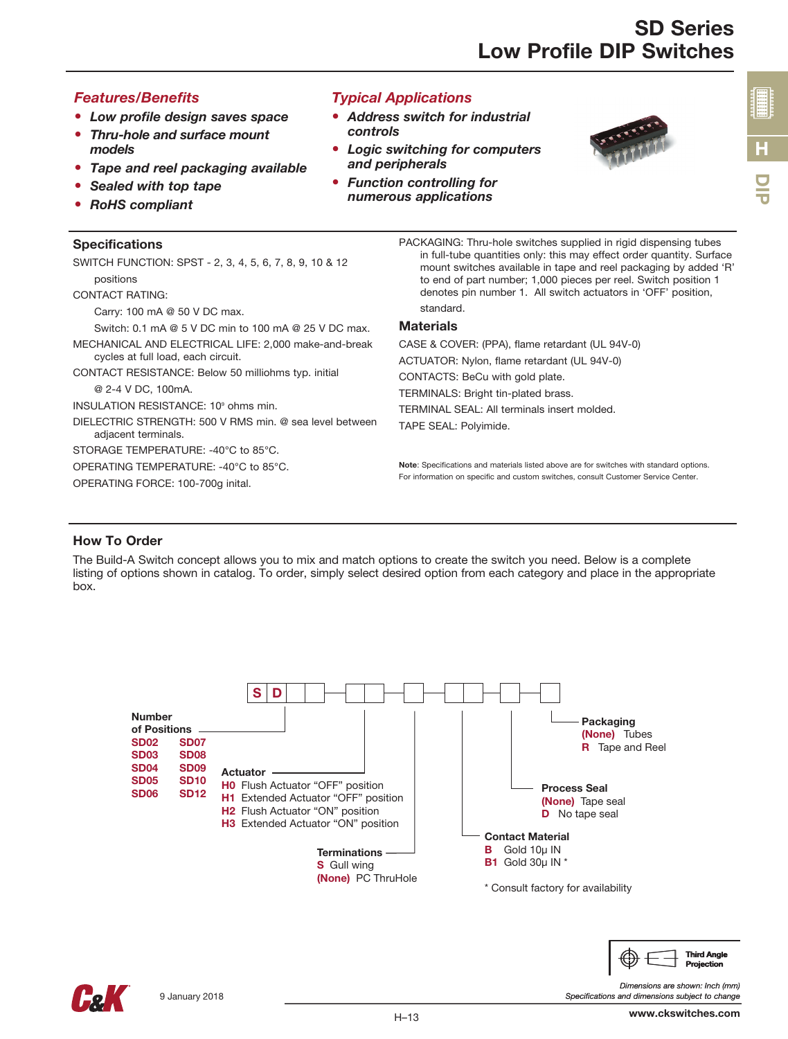# SD Series
# Low Profile DIP Switches

## *Features/Benefits*

- ***Low profile design saves space***
- ***Thru-hole and surface mount models***
- ***Tape and reel packaging available***
- ***Sealed with top tape***
- ***RoHS compliant***

## *Typical Applications*

- ***Address switch for industrial controls***
- ***Logic switching for computers and peripherals***
- ***Function controlling for numerous applications***

## Specifications

SWITCH FUNCTION: SPST - 2, 3, 4, 5, 6, 7, 8, 9, 10 & 12 positions

CONTACT RATING:

Carry: 100 mA @ 50 V DC max.

Switch: 0.1 mA @ 5 V DC min to 100 mA @ 25 V DC max.

MECHANICAL AND ELECTRICAL LIFE: 2,000 make-and-break cycles at full load, each circuit.

CONTACT RESISTANCE: Below 50 milliohms typ. initial @ 2-4 V DC, 100mA.

INSULATION RESISTANCE: $10^9$ ohms min.

DIELECTRIC STRENGTH: 500 V RMS min. @ sea level between adjacent terminals.

STORAGE TEMPERATURE: -40°C to 85°C.

OPERATING TEMPERATURE: -40°C to 85°C.

OPERATING FORCE: 100-700g inital.

PACKAGING: Thru-hole switches supplied in rigid dispensing tubes in full-tube quantities only: this may effect order quantity. Surface mount switches available in tape and reel packaging by added 'R' to end of part number; 1,000 pieces per reel. Switch position 1 denotes pin number 1. All switch actuators in 'OFF' position, standard.

## Materials

CASE & COVER: (PPA), flame retardant (UL 94V-0)

ACTUATOR: Nylon, flame retardant (UL 94V-0)

CONTACTS: BeCu with gold plate.

TERMINALS: Bright tin-plated brass.

TERMINAL SEAL: All terminals insert molded.

TAPE SEAL: Polyimide.

**Note**: Specifications and materials listed above are for switches with standard options. For information on specific and custom switches, consult Customer Service Center.

## How To Order

The Build-A Switch concept allows you to mix and match options to create the switch you need. Below is a complete listing of options shown in catalog. To order, simply select desired option from each category and place in the appropriate box.

S D _ _ – _ _ – _ – _ _ – _ – _

**Number of Positions**

| | |
|---|---|
| SD02 | SD07 |
| SD03 | SD08 |
| SD04 | SD09 |
| SD05 | SD10 |
| SD06 | SD12 |

**Actuator**

- **H0** Flush Actuator "OFF" position
- **H1** Extended Actuator "OFF" position
- **H2** Flush Actuator "ON" position
- **H3** Extended Actuator "ON" position

**Terminations**

- **S** Gull wing
- **(None)** PC ThruHole

**Contact Material**

- **B** Gold 10µ IN
- **B1** Gold 30µ IN *

\* Consult factory for availability

**Process Seal**

- **(None)** Tape seal
- **D** No tape seal

**Packaging**

- **(None)** Tubes
- **R** Tape and Reel

Third Angle Projection

*Dimensions are shown: Inch (mm)*
*Specifications and dimensions subject to change*

9 January 2018

www.ckswitches.com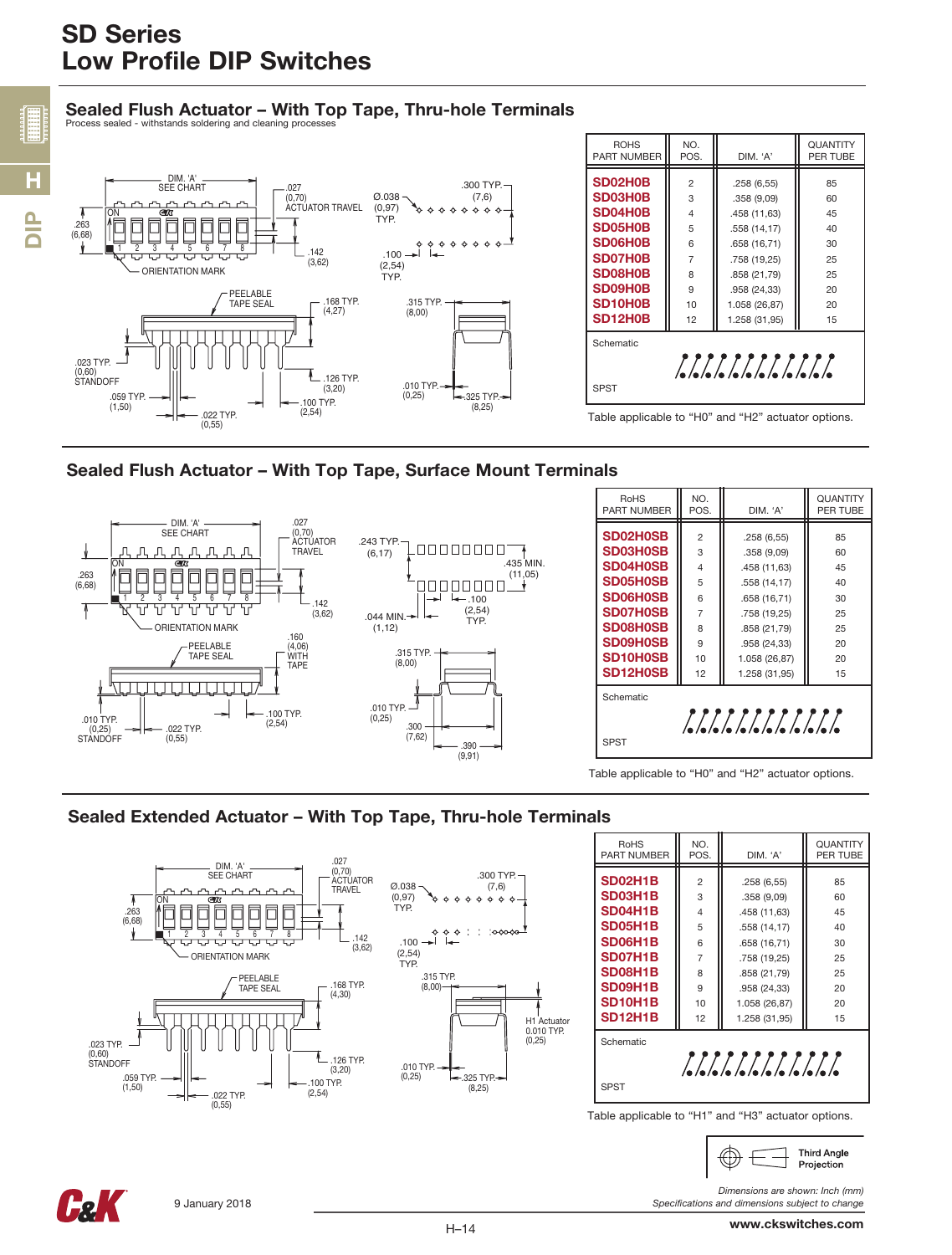# SD Series
# Low Profile DIP Switches

## Sealed Flush Actuator – With Top Tape, Thru-hole Terminals

Process sealed - withstands soldering and cleaning processes

| ROHS PART NUMBER | NO. POS. | DIM. 'A' | QUANTITY PER TUBE |
|---|---|---|---|
| SD02H0B | 2 | .258 (6,55) | 85 |
| SD03H0B | 3 | .358 (9,09) | 60 |
| SD04H0B | 4 | .458 (11,63) | 45 |
| SD05H0B | 5 | .558 (14,17) | 40 |
| SD06H0B | 6 | .658 (16,71) | 30 |
| SD07H0B | 7 | .758 (19,25) | 25 |
| SD08H0B | 8 | .858 (21,79) | 25 |
| SD09H0B | 9 | .958 (24,33) | 20 |
| SD10H0B | 10 | 1.058 (26,87) | 20 |
| SD12H0B | 12 | 1.258 (31,95) | 15 |

Schematic

SPST

Table applicable to "H0" and "H2" actuator options.

## Sealed Flush Actuator – With Top Tape, Surface Mount Terminals

| RoHS PART NUMBER | NO. POS. | DIM. 'A' | QUANTITY PER TUBE |
|---|---|---|---|
| SD02H0SB | 2 | .258 (6,55) | 85 |
| SD03H0SB | 3 | .358 (9,09) | 60 |
| SD04H0SB | 4 | .458 (11,63) | 45 |
| SD05H0SB | 5 | .558 (14,17) | 40 |
| SD06H0SB | 6 | .658 (16,71) | 30 |
| SD07H0SB | 7 | .758 (19,25) | 25 |
| SD08H0SB | 8 | .858 (21,79) | 25 |
| SD09H0SB | 9 | .958 (24,33) | 20 |
| SD10H0SB | 10 | 1.058 (26,87) | 20 |
| SD12H0SB | 12 | 1.258 (31,95) | 15 |

Schematic

SPST

Table applicable to "H0" and "H2" actuator options.

## Sealed Extended Actuator – With Top Tape, Thru-hole Terminals

| RoHS PART NUMBER | NO. POS. | DIM. 'A' | QUANTITY PER TUBE |
|---|---|---|---|
| SD02H1B | 2 | .258 (6,55) | 85 |
| SD03H1B | 3 | .358 (9,09) | 60 |
| SD04H1B | 4 | .458 (11,63) | 45 |
| SD05H1B | 5 | .558 (14,17) | 40 |
| SD06H1B | 6 | .658 (16,71) | 30 |
| SD07H1B | 7 | .758 (19,25) | 25 |
| SD08H1B | 8 | .858 (21,79) | 25 |
| SD09H1B | 9 | .958 (24,33) | 20 |
| SD10H1B | 10 | 1.058 (26,87) | 20 |
| SD12H1B | 12 | 1.258 (31,95) | 15 |

Schematic

SPST

Table applicable to "H1" and "H3" actuator options.

Third Angle Projection

*Dimensions are shown: Inch (mm)*
*Specifications and dimensions subject to change*

9 January 2018

www.ckswitches.com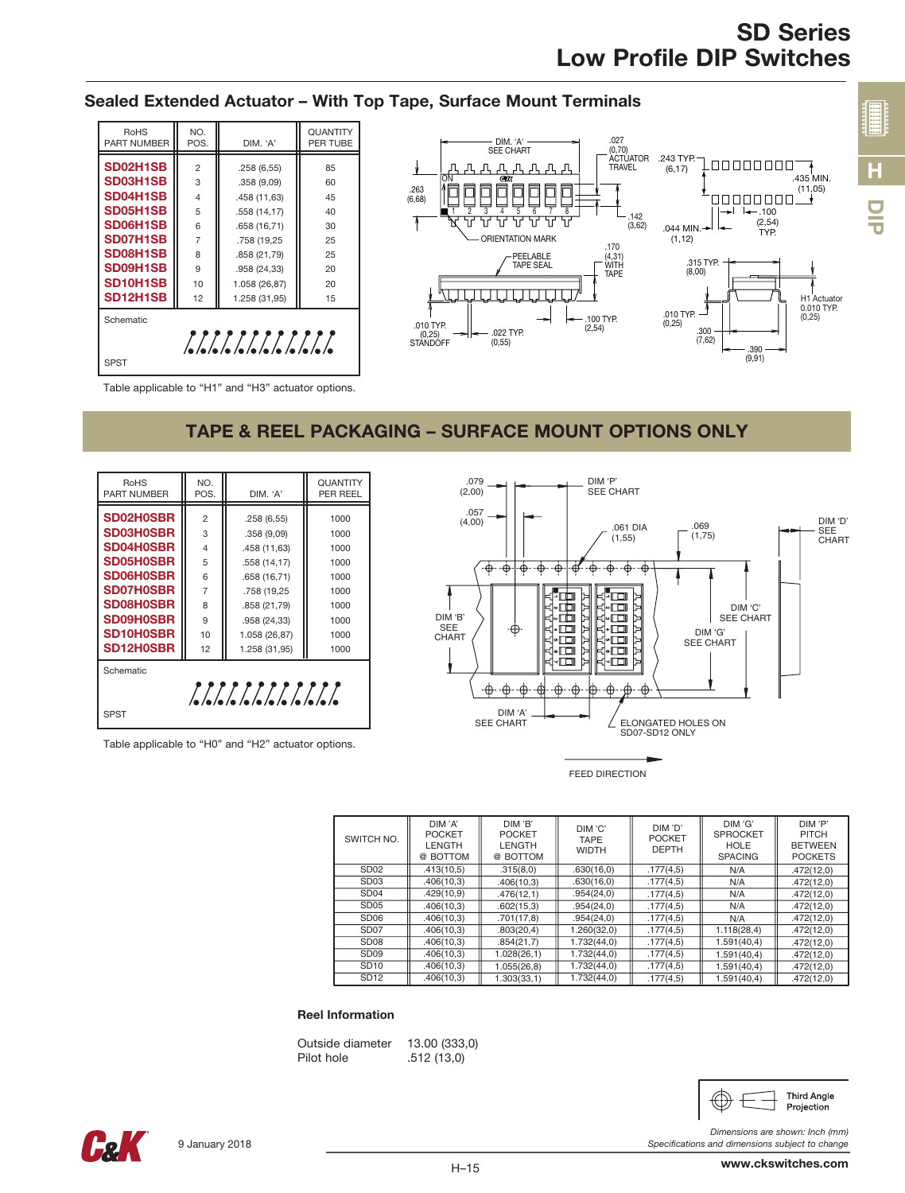# SD Series
## Low Profile DIP Switches

### Sealed Extended Actuator – With Top Tape, Surface Mount Terminals

| RoHS PART NUMBER | NO. POS. | DIM. 'A' | QUANTITY PER TUBE |
|---|---|---|---|
| SD02H1SB | 2 | .258 (6,55) | 85 |
| SD03H1SB | 3 | .358 (9,09) | 60 |
| SD04H1SB | 4 | .458 (11,63) | 45 |
| SD05H1SB | 5 | .558 (14,17) | 40 |
| SD06H1SB | 6 | .658 (16,71) | 30 |
| SD07H1SB | 7 | .758 (19,25 | 25 |
| SD08H1SB | 8 | .858 (21,79) | 25 |
| SD09H1SB | 9 | .958 (24,33) | 20 |
| SD10H1SB | 10 | 1.058 (26,87) | 20 |
| SD12H1SB | 12 | 1.258 (31,95) | 15 |

Schematic

SPST

Table applicable to "H1" and "H3" actuator options.

DIM. 'A' SEE CHART
.027 (0,70) ACTUATOR TRAVEL
.243 TYP. (6,17)
.435 MIN. (11,05)
.263 (6,68)
ON
.142 (3,62)
.044 MIN. (1,12)
.100 (2,54) TYP.
ORIENTATION MARK
PEELABLE TAPE SEAL
.170 (4,31) WITH TAPE
.315 TYP. (8,00)
H1 Actuator 0.010 TYP. (0,25)
.010 TYP. (0,25) STANDOFF
.022 TYP. (0,55)
.100 TYP. (2,54)
.010 TYP. (0,25)
.300 (7,62)
.390 (9,91)

## TAPE & REEL PACKAGING – SURFACE MOUNT OPTIONS ONLY

| RoHS PART NUMBER | NO. POS. | DIM. 'A' | QUANTITY PER REEL |
|---|---|---|---|
| SD02H0SBR | 2 | .258 (6,55) | 1000 |
| SD03H0SBR | 3 | .358 (9,09) | 1000 |
| SD04H0SBR | 4 | .458 (11,63) | 1000 |
| SD05H0SBR | 5 | .558 (14,17) | 1000 |
| SD06H0SBR | 6 | .658 (16,71) | 1000 |
| SD07H0SBR | 7 | .758 (19,25 | 1000 |
| SD08H0SBR | 8 | .858 (21,79) | 1000 |
| SD09H0SBR | 9 | .958 (24,33) | 1000 |
| SD10H0SBR | 10 | 1.058 (26,87) | 1000 |
| SD12H0SBR | 12 | 1.258 (31,95) | 1000 |

Schematic

SPST

Table applicable to "H0" and "H2" actuator options.

.079 (2,00)
DIM 'P' SEE CHART
.057 (4,00)
.061 DIA (1,55)
.069 (1,75)
DIM 'D' SEE CHART
DIM 'B' SEE CHART
DIM 'C' SEE CHART
DIM 'G' SEE CHART
DIM 'A' SEE CHART
ELONGATED HOLES ON SD07-SD12 ONLY
FEED DIRECTION

| SWITCH NO. | DIM 'A' POCKET LENGTH @ BOTTOM | DIM 'B' POCKET LENGTH @ BOTTOM | DIM 'C' TAPE WIDTH | DIM 'D' POCKET DEPTH | DIM 'G' SPROCKET HOLE SPACING | DIM 'P' PITCH BETWEEN POCKETS |
|---|---|---|---|---|---|---|
| SD02 | .413(10,5) | .315(8,0) | .630(16,0) | .177(4,5) | N/A | .472(12,0) |
| SD03 | .406(10,3) | .406(10,3) | .630(16,0) | .177(4,5) | N/A | .472(12,0) |
| SD04 | .429(10,9) | .476(12,1) | .954(24,0) | .177(4,5) | N/A | .472(12,0) |
| SD05 | .406(10,3) | .602(15,3) | .954(24,0) | .177(4,5) | N/A | .472(12,0) |
| SD06 | .406(10,3) | .701(17,8) | .954(24,0) | .177(4,5) | N/A | .472(12,0) |
| SD07 | .406(10,3) | .803(20,4) | 1.260(32,0) | .177(4,5) | 1.118(28,4) | .472(12,0) |
| SD08 | .406(10,3) | .854(21,7) | 1.732(44,0) | .177(4,5) | 1.591(40,4) | .472(12,0) |
| SD09 | .406(10,3) | 1.028(26,1) | 1.732(44,0) | .177(4,5) | 1.591(40,4) | .472(12,0) |
| SD10 | .406(10,3) | 1.055(26,8) | 1.732(44,0) | .177(4,5) | 1.591(40,4) | .472(12,0) |
| SD12 | .406(10,3) | 1.303(33,1) | 1.732(44,0) | .177(4,5) | 1.591(40,4) | .472(12,0) |

**Reel Information**

Outside diameter 13.00 (333,0)
Pilot hole .512 (13,0)

Third Angle Projection

9 January 2018

*Dimensions are shown: Inch (mm)*
*Specifications and dimensions subject to change*

www.ckswitches.com